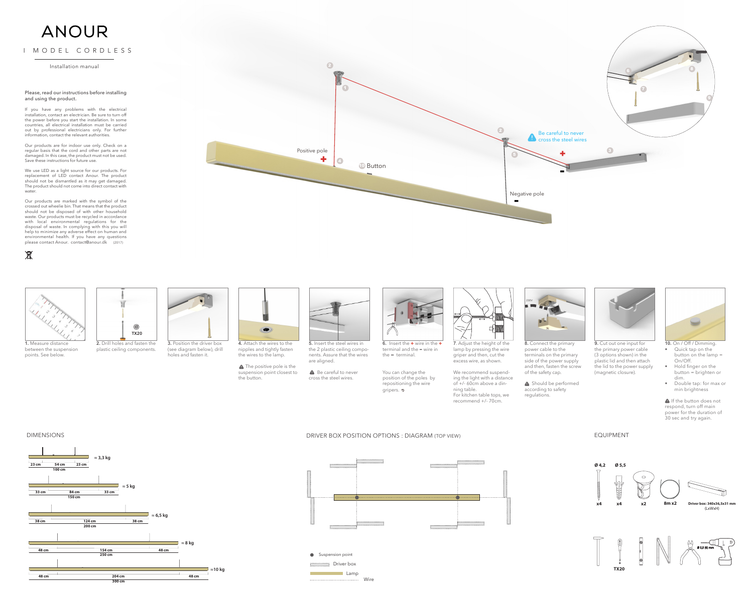# ANOUR

I MODEL CORDLESS

Installation manual

Please, read our instructions before installing and using the product.

If you have any problems with the electrical installation, contact an electrician. Be sure to turn off the power before you start the installation. In some countries, all electrical installation must be carried out by professional electricians only. For further information, contact the relevant authorities.

Our products are for indoor use only. Check on a regular basis that the cord and other parts are not damaged. In this case, the product must not be used. Save these instructions for future use.

We use LED as a light source for our products. For replacement of LED contact Anour. The product should not be dismantled as it may get damaged. The product should not come into direct contact with water.

Our products are marked with the symbol of the crossed out wheelie bin. That means that the product should not be disposed of with other household waste. Our products must be recycled in accordance with local environmental regulations for the disposal of waste. In complying with this you will help to minimize any adverse effect on human and environmental health. If you have any questions please contact Anour. contact@anour.dk (2017)

Positive pole +

Negative pole -

10 Button

Be careful to never cross the steel wires

**1.** Measure distance between the suspension points. See below.

**2.** Drill holes and fasten the plastic ceiling components.

TX20

**3.** Position the driver box (see diagram below), drill holes and fasten it.

**4.** Attach the wires to the nipples and tightly fasten the wires to the lamp.

The positive pole is the suspension point closest to the button.

**5.** Insert the steel wires in the 2 plastic ceiling components. Assure that the wires are aligned.

Be careful to never cross the steel wires.

**6.** Insert the + wire in the + terminal and the - wire in the - terminal.

You can change the position of the poles by repositioning the wire gripers.

**7.** Adjust the height of the lamp by pressing the wire griper and then, cut the excess wire, as shown.

We recommend suspending the light with a distance of +/- 60cm above a dining table.
For kitchen table tops, we recommend +/- 70cm.

**8.** Connect the primary power cable to the terminals on the primary side of the power supply and then, fasten the screw of the safety cap.

Should be performed according to safety regulations.

230V

**9.** Cut out one input for the primary power cable (3 options shown) in the plastic lid and then attach the lid to the power supply (magnetic closure).

**10.** On / Off / Dimming.

- Quick tap on the button on the lamp = On/Off.
- Hold finger on the button = brighten or dim.
- Double tap: for max or min brightness

If the button does not respond, turn off main power for the duration of 30 sec and try again.

## DIMENSIONS

| Length | Ends | Between suspension points | Weight |
|---|---|---|---|
| 100 cm | 23 cm / 23 cm | 54 cm | = 3,3 kg |
| 150 cm | 33 cm / 33 cm | 84 cm | = 5 kg |
| 200 cm | 38 cm / 38 cm | 124 cm | = 6,5 kg |
| 250 cm | 48 cm / 48 cm | 154 cm | = 8 kg |
| 300 cm | 48 cm / 48 cm | 204 cm | =10 kg |

## DRIVER BOX POSITION OPTIONS : DIAGRAM (TOP VIEW)

- Suspension point
- Driver box
- Lamp
- Wire

## EQUIPMENT

- Ø 4,2 — x4
- Ø 5,5 — x4
- x2
- 8m x2
- Driver box: 340x36,5x31 mm (LxWxH)
- TX20
- Ø 5,5 (6) mm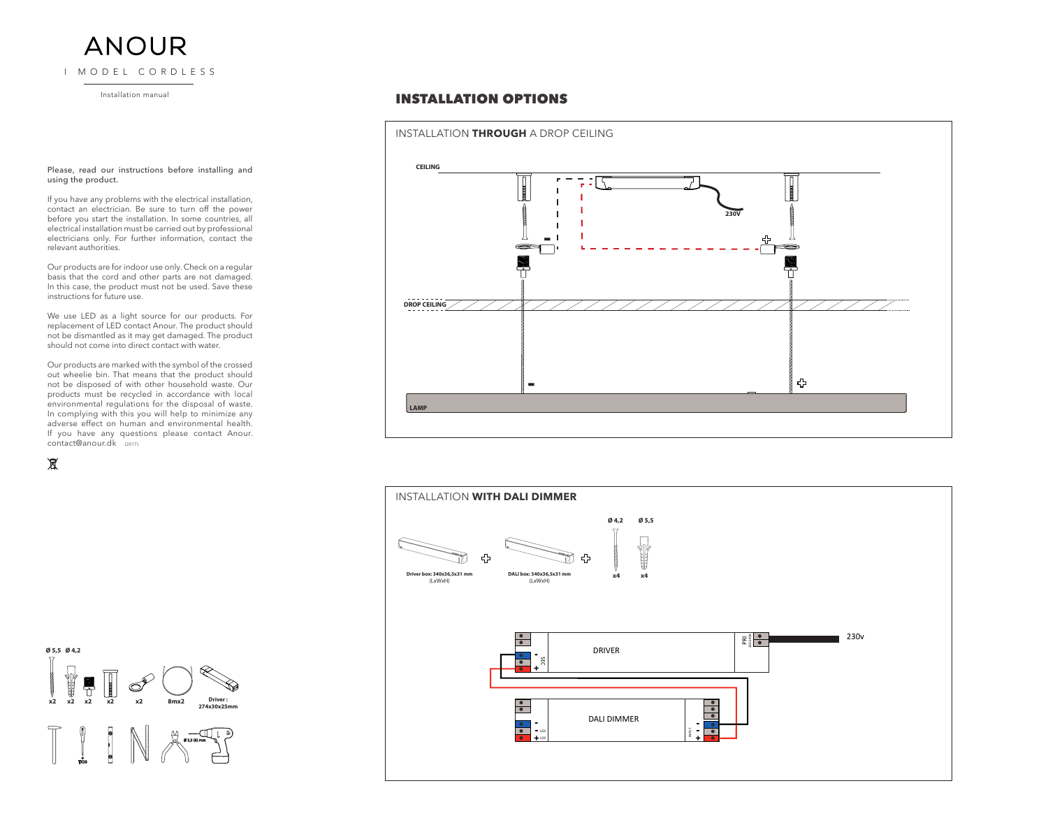# ANOUR

I MODEL CORDLESS

Installation manual

Please, read our instructions before installing and using the product.

If you have any problems with the electrical installation, contact an electrician. Be sure to turn off the power before you start the installation. In some countries, all electrical installation must be carried out by professional electricians only. For further information, contact the relevant authorities.

Our products are for indoor use only. Check on a regular basis that the cord and other parts are not damaged. In this case, the product must not be used. Save these instructions for future use.

We use LED as a light source for our products. For replacement of LED contact Anour. The product should not be dismantled as it may get damaged. The product should not come into direct contact with water.

Our products are marked with the symbol of the crossed out wheelie bin. That means that the product should not be disposed of with other household waste. Our products must be recycled in accordance with local environmental regulations for the disposal of waste. In complying with this you will help to minimize any adverse effect on human and environmental health. If you have any questions please contact Anour. contact@anour.dk (2017)

Ø 5,5 Ø 4,2

x2 x2 x2 x2 x2 8mx2 Driver : 274x30x25mm

TX20

Ø 5,5 (6) mm

## INSTALLATION OPTIONS

### INSTALLATION THROUGH A DROP CEILING

CEILING

230V

DROP CEILING

LAMP

### INSTALLATION WITH DALI DIMMER

Ø 4,2 Ø 5,5

Driver box: 340x36,5x31 mm (LxWxH)

DALI box: 340x36,5x31 mm (LxWxH)

x4 x4

DRIVER

SEC

PRI

230v

DALI DIMMER

LED

LED

INPUT